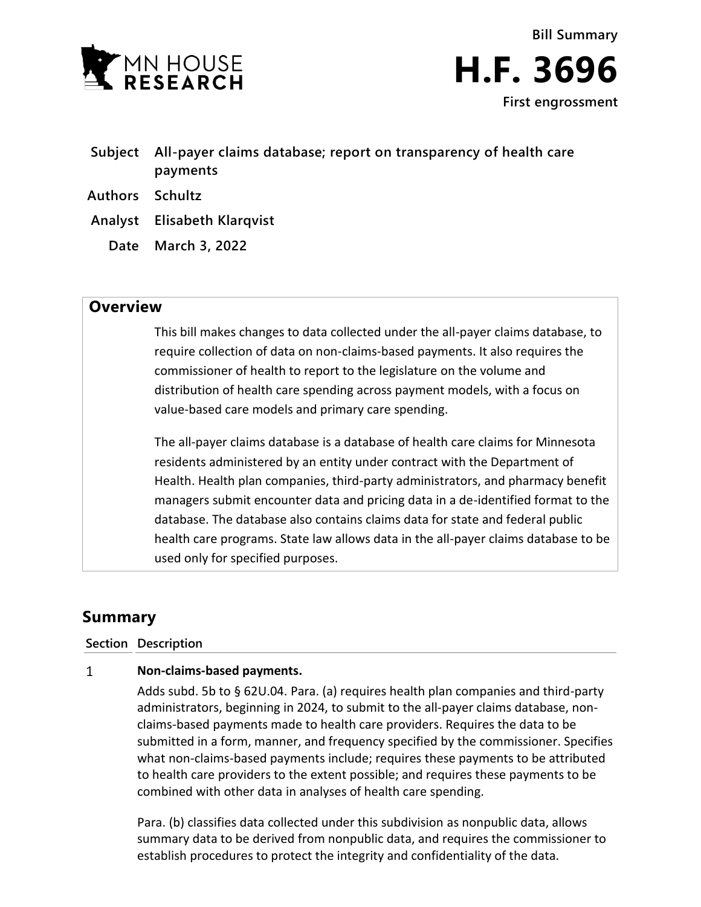Bill Summary

# H.F. 3696

First engrossment

| | |
|---|---|
| **Subject** | **All-payer claims database; report on transparency of health care payments** |
| **Authors** | **Schultz** |
| **Analyst** | **Elisabeth Klarqvist** |
| **Date** | **March 3, 2022** |

## Overview

This bill makes changes to data collected under the all-payer claims database, to require collection of data on non-claims-based payments. It also requires the commissioner of health to report to the legislature on the volume and distribution of health care spending across payment models, with a focus on value-based care models and primary care spending.

The all-payer claims database is a database of health care claims for Minnesota residents administered by an entity under contract with the Department of Health. Health plan companies, third-party administrators, and pharmacy benefit managers submit encounter data and pricing data in a de-identified format to the database. The database also contains claims data for state and federal public health care programs. State law allows data in the all-payer claims database to be used only for specified purposes.

## Summary

| Section | Description |
|---|---|
| 1 | **Non-claims-based payments.**<br><br>Adds subd. 5b to § 62U.04. Para. (a) requires health plan companies and third-party administrators, beginning in 2024, to submit to the all-payer claims database, non-claims-based payments made to health care providers. Requires the data to be submitted in a form, manner, and frequency specified by the commissioner. Specifies what non-claims-based payments include; requires these payments to be attributed to health care providers to the extent possible; and requires these payments to be combined with other data in analyses of health care spending.<br><br>Para. (b) classifies data collected under this subdivision as nonpublic data, allows summary data to be derived from nonpublic data, and requires the commissioner to establish procedures to protect the integrity and confidentiality of the data. |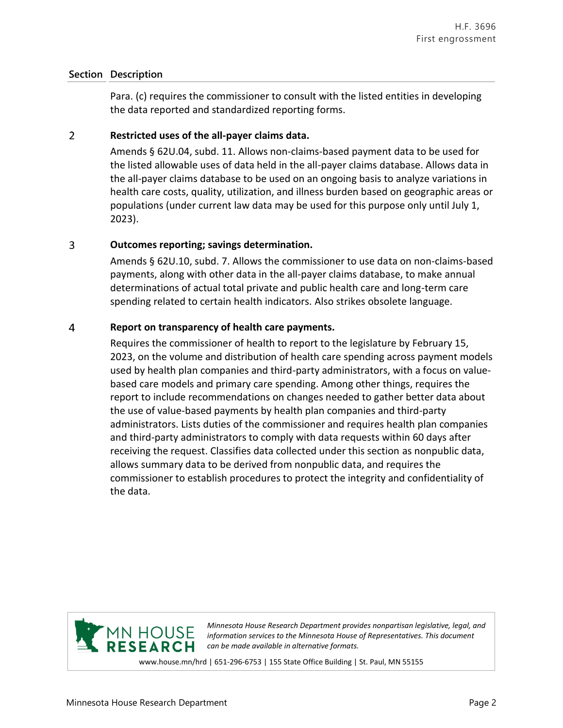| Section | Description |
|---|---|
| | Para. (c) requires the commissioner to consult with the listed entities in developing the data reported and standardized reporting forms. |
| 2 | **Restricted uses of the all-payer claims data.** Amends § 62U.04, subd. 11. Allows non-claims-based payment data to be used for the listed allowable uses of data held in the all-payer claims database. Allows data in the all-payer claims database to be used on an ongoing basis to analyze variations in health care costs, quality, utilization, and illness burden based on geographic areas or populations (under current law data may be used for this purpose only until July 1, 2023). |
| 3 | **Outcomes reporting; savings determination.** Amends § 62U.10, subd. 7. Allows the commissioner to use data on non-claims-based payments, along with other data in the all-payer claims database, to make annual determinations of actual total private and public health care and long-term care spending related to certain health indicators. Also strikes obsolete language. |
| 4 | **Report on transparency of health care payments.** Requires the commissioner of health to report to the legislature by February 15, 2023, on the volume and distribution of health care spending across payment models used by health plan companies and third-party administrators, with a focus on value-based care models and primary care spending. Among other things, requires the report to include recommendations on changes needed to gather better data about the use of value-based payments by health plan companies and third-party administrators. Lists duties of the commissioner and requires health plan companies and third-party administrators to comply with data requests within 60 days after receiving the request. Classifies data collected under this section as nonpublic data, allows summary data to be derived from nonpublic data, and requires the commissioner to establish procedures to protect the integrity and confidentiality of the data. |

MN HOUSE RESEARCH

*Minnesota House Research Department provides nonpartisan legislative, legal, and information services to the Minnesota House of Representatives. This document can be made available in alternative formats.*

www.house.mn/hrd | 651-296-6753 | 155 State Office Building | St. Paul, MN 55155